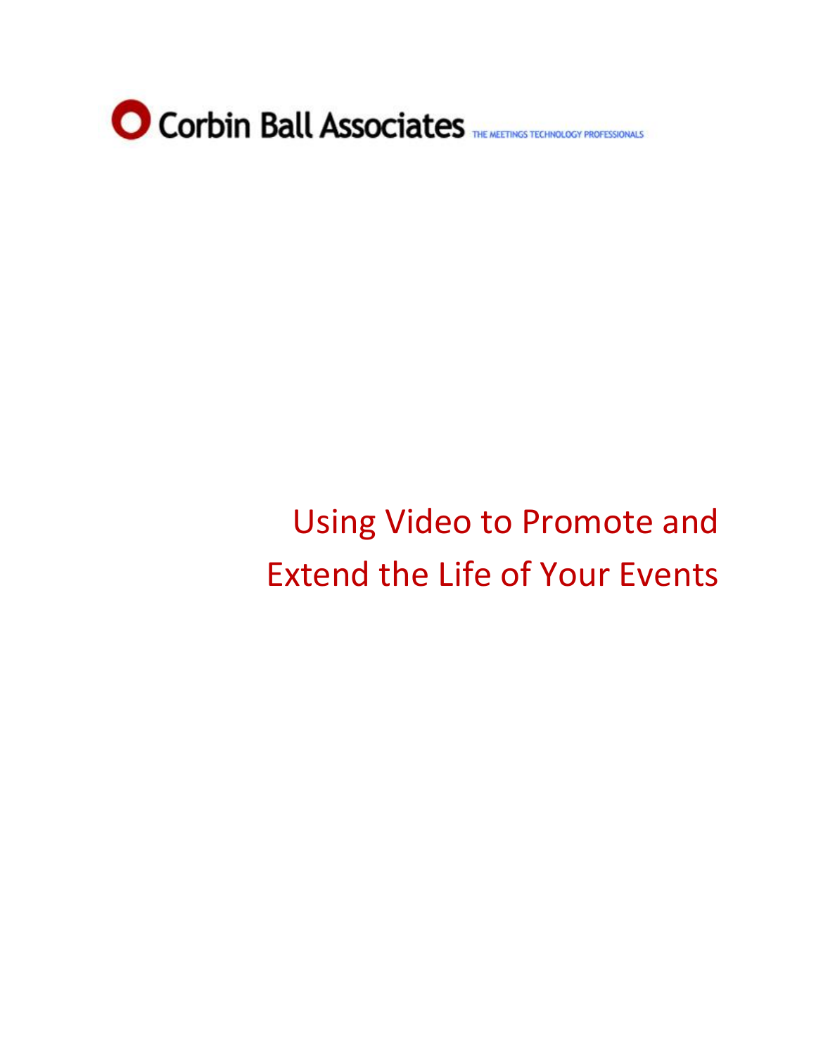Corbin Ball Associates THE MEETINGS TECHNOLOGY PROFESSIONALS

# Using Video to Promote and Extend the Life of Your Events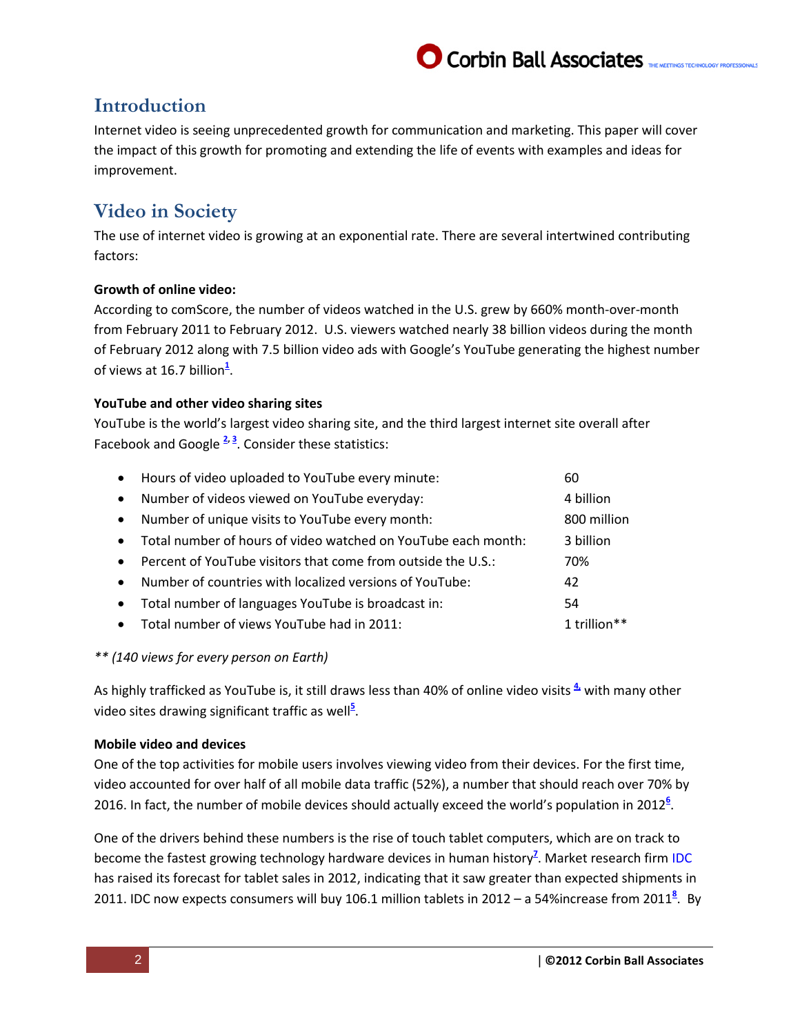## Introduction

Internet video is seeing unprecedented growth for communication and marketing. This paper will cover the impact of this growth for promoting and extending the life of events with examples and ideas for improvement.

## Video in Society

The use of internet video is growing at an exponential rate. There are several intertwined contributing factors:

**Growth of online video:**

According to comScore, the number of videos watched in the U.S. grew by 660% month-over-month from February 2011 to February 2012. U.S. viewers watched nearly 38 billion videos during the month of February 2012 along with 7.5 billion video ads with Google's YouTube generating the highest number of views at 16.7 billion[1].

**YouTube and other video sharing sites**

YouTube is the world's largest video sharing site, and the third largest internet site overall after Facebook and Google [2, 3]. Consider these statistics:

- Hours of video uploaded to YouTube every minute: 60
- Number of videos viewed on YouTube everyday: 4 billion
- Number of unique visits to YouTube every month: 800 million
- Total number of hours of video watched on YouTube each month: 3 billion
- Percent of YouTube visitors that come from outside the U.S.: 70%
- Number of countries with localized versions of YouTube: 42
- Total number of languages YouTube is broadcast in: 54
- Total number of views YouTube had in 2011: 1 trillion**

*** (140 views for every person on Earth)*

As highly trafficked as YouTube is, it still draws less than 40% of online video visits [4] with many other video sites drawing significant traffic as well[5].

**Mobile video and devices**

One of the top activities for mobile users involves viewing video from their devices. For the first time, video accounted for over half of all mobile data traffic (52%), a number that should reach over 70% by 2016. In fact, the number of mobile devices should actually exceed the world's population in 2012[6].

One of the drivers behind these numbers is the rise of touch tablet computers, which are on track to become the fastest growing technology hardware devices in human history[7]. Market research firm IDC has raised its forecast for tablet sales in 2012, indicating that it saw greater than expected shipments in 2011. IDC now expects consumers will buy 106.1 million tablets in 2012 – a 54%increase from 2011[8]. By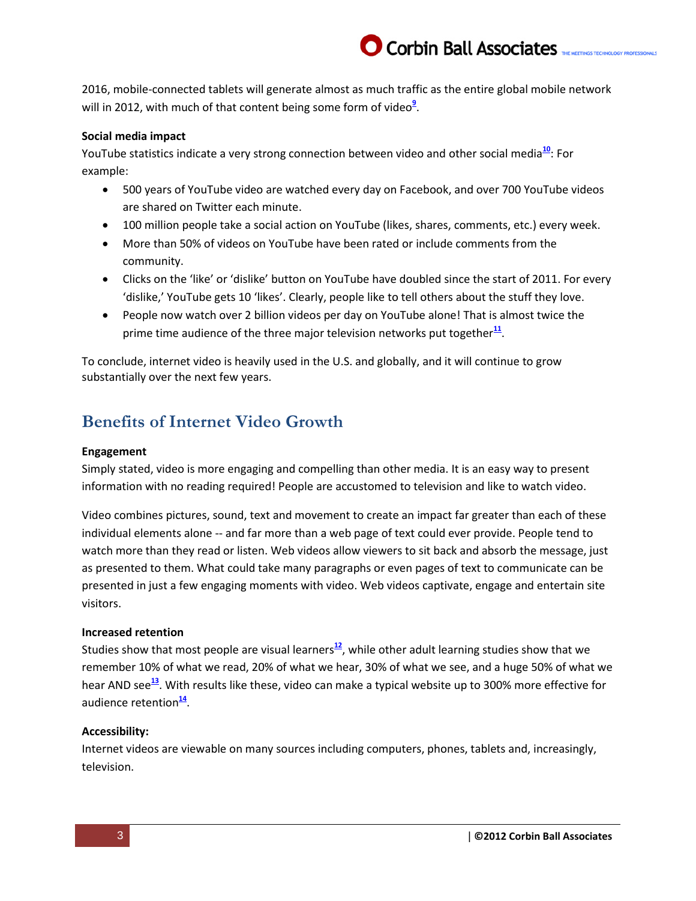2016, mobile-connected tablets will generate almost as much traffic as the entire global mobile network will in 2012, with much of that content being some form of video[9].

**Social media impact**

YouTube statistics indicate a very strong connection between video and other social media[10]: For example:

- 500 years of YouTube video are watched every day on Facebook, and over 700 YouTube videos are shared on Twitter each minute.
- 100 million people take a social action on YouTube (likes, shares, comments, etc.) every week.
- More than 50% of videos on YouTube have been rated or include comments from the community.
- Clicks on the 'like' or 'dislike' button on YouTube have doubled since the start of 2011. For every 'dislike,' YouTube gets 10 'likes'. Clearly, people like to tell others about the stuff they love.
- People now watch over 2 billion videos per day on YouTube alone! That is almost twice the prime time audience of the three major television networks put together[11].

To conclude, internet video is heavily used in the U.S. and globally, and it will continue to grow substantially over the next few years.

## Benefits of Internet Video Growth

**Engagement**

Simply stated, video is more engaging and compelling than other media. It is an easy way to present information with no reading required! People are accustomed to television and like to watch video.

Video combines pictures, sound, text and movement to create an impact far greater than each of these individual elements alone -- and far more than a web page of text could ever provide. People tend to watch more than they read or listen. Web videos allow viewers to sit back and absorb the message, just as presented to them. What could take many paragraphs or even pages of text to communicate can be presented in just a few engaging moments with video. Web videos captivate, engage and entertain site visitors.

**Increased retention**

Studies show that most people are visual learners[12], while other adult learning studies show that we remember 10% of what we read, 20% of what we hear, 30% of what we see, and a huge 50% of what we hear AND see[13]. With results like these, video can make a typical website up to 300% more effective for audience retention[14].

**Accessibility:**

Internet videos are viewable on many sources including computers, phones, tablets and, increasingly, television.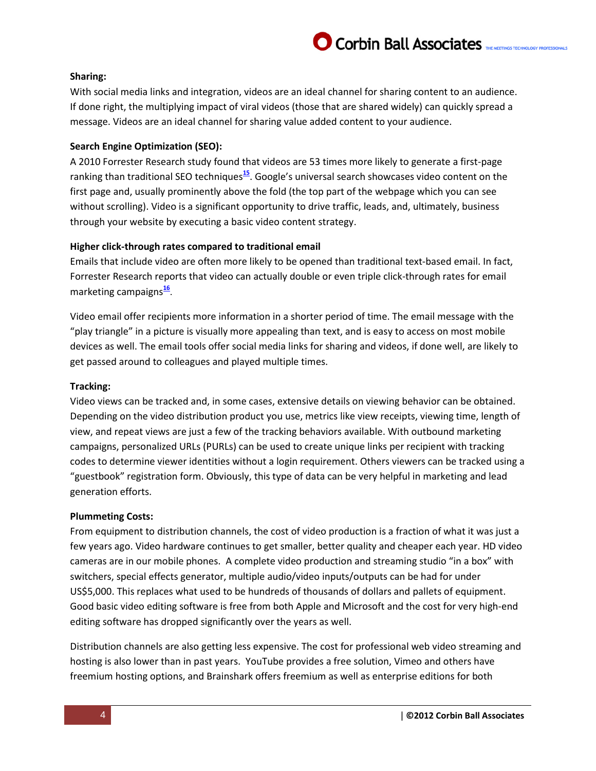**Sharing:**

With social media links and integration, videos are an ideal channel for sharing content to an audience. If done right, the multiplying impact of viral videos (those that are shared widely) can quickly spread a message. Videos are an ideal channel for sharing value added content to your audience.

**Search Engine Optimization (SEO):**

A 2010 Forrester Research study found that videos are 53 times more likely to generate a first-page ranking than traditional SEO techniques[15]. Google's universal search showcases video content on the first page and, usually prominently above the fold (the top part of the webpage which you can see without scrolling). Video is a significant opportunity to drive traffic, leads, and, ultimately, business through your website by executing a basic video content strategy.

**Higher click-through rates compared to traditional email**

Emails that include video are often more likely to be opened than traditional text-based email. In fact, Forrester Research reports that video can actually double or even triple click-through rates for email marketing campaigns[16].

Video email offer recipients more information in a shorter period of time. The email message with the "play triangle" in a picture is visually more appealing than text, and is easy to access on most mobile devices as well. The email tools offer social media links for sharing and videos, if done well, are likely to get passed around to colleagues and played multiple times.

**Tracking:**

Video views can be tracked and, in some cases, extensive details on viewing behavior can be obtained. Depending on the video distribution product you use, metrics like view receipts, viewing time, length of view, and repeat views are just a few of the tracking behaviors available. With outbound marketing campaigns, personalized URLs (PURLs) can be used to create unique links per recipient with tracking codes to determine viewer identities without a login requirement. Others viewers can be tracked using a "guestbook" registration form. Obviously, this type of data can be very helpful in marketing and lead generation efforts.

**Plummeting Costs:**

From equipment to distribution channels, the cost of video production is a fraction of what it was just a few years ago. Video hardware continues to get smaller, better quality and cheaper each year. HD video cameras are in our mobile phones. A complete video production and streaming studio "in a box" with switchers, special effects generator, multiple audio/video inputs/outputs can be had for under US$5,000. This replaces what used to be hundreds of thousands of dollars and pallets of equipment. Good basic video editing software is free from both Apple and Microsoft and the cost for very high-end editing software has dropped significantly over the years as well.

Distribution channels are also getting less expensive. The cost for professional web video streaming and hosting is also lower than in past years. YouTube provides a free solution, Vimeo and others have freemium hosting options, and Brainshark offers freemium as well as enterprise editions for both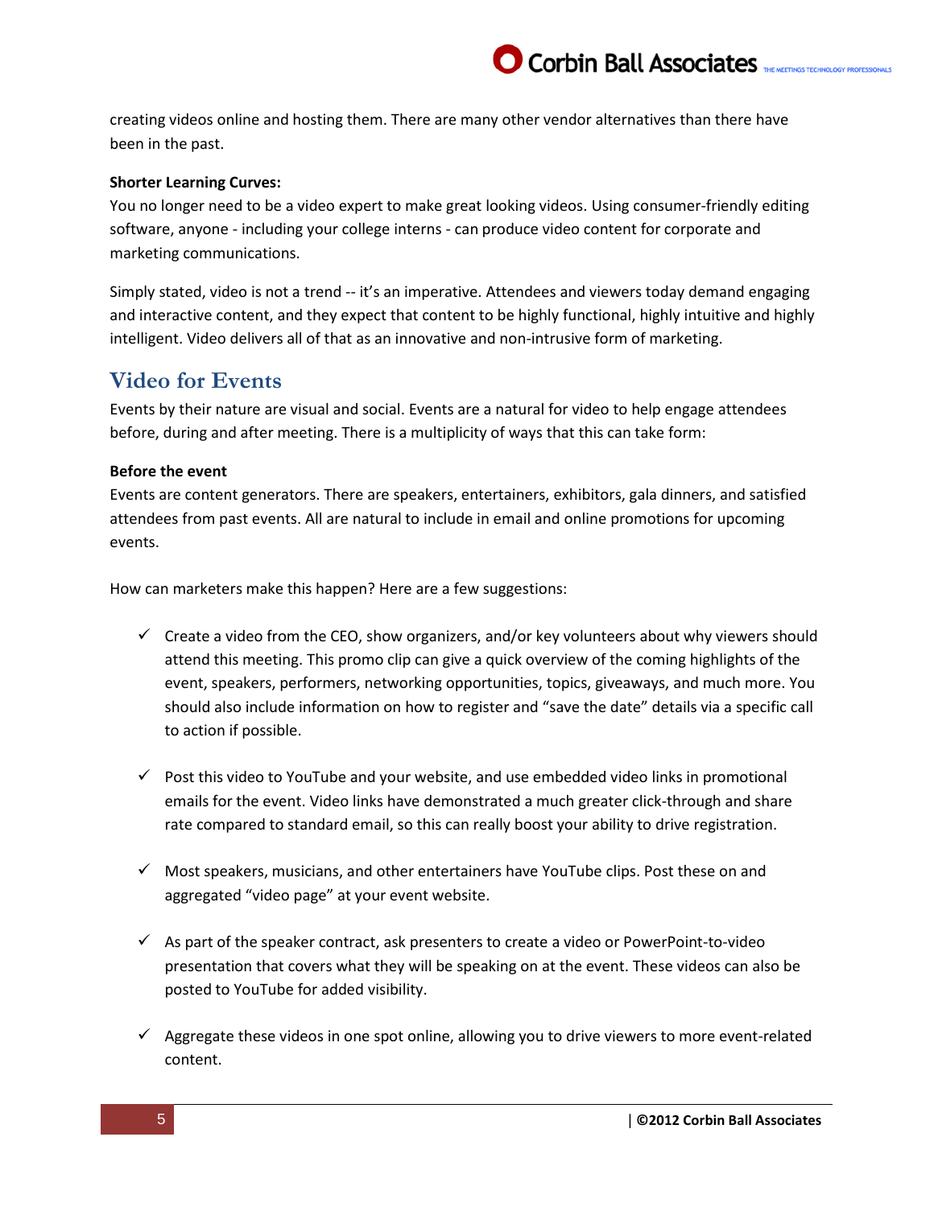creating videos online and hosting them. There are many other vendor alternatives than there have been in the past.

**Shorter Learning Curves:**
You no longer need to be a video expert to make great looking videos. Using consumer-friendly editing software, anyone - including your college interns - can produce video content for corporate and marketing communications.

Simply stated, video is not a trend -- it's an imperative. Attendees and viewers today demand engaging and interactive content, and they expect that content to be highly functional, highly intuitive and highly intelligent. Video delivers all of that as an innovative and non-intrusive form of marketing.

## Video for Events

Events by their nature are visual and social. Events are a natural for video to help engage attendees before, during and after meeting. There is a multiplicity of ways that this can take form:

**Before the event**
Events are content generators. There are speakers, entertainers, exhibitors, gala dinners, and satisfied attendees from past events. All are natural to include in email and online promotions for upcoming events.

How can marketers make this happen? Here are a few suggestions:

- ✓ Create a video from the CEO, show organizers, and/or key volunteers about why viewers should attend this meeting. This promo clip can give a quick overview of the coming highlights of the event, speakers, performers, networking opportunities, topics, giveaways, and much more. You should also include information on how to register and "save the date" details via a specific call to action if possible.

- ✓ Post this video to YouTube and your website, and use embedded video links in promotional emails for the event. Video links have demonstrated a much greater click-through and share rate compared to standard email, so this can really boost your ability to drive registration.

- ✓ Most speakers, musicians, and other entertainers have YouTube clips. Post these on and aggregated "video page" at your event website.

- ✓ As part of the speaker contract, ask presenters to create a video or PowerPoint-to-video presentation that covers what they will be speaking on at the event. These videos can also be posted to YouTube for added visibility.

- ✓ Aggregate these videos in one spot online, allowing you to drive viewers to more event-related content.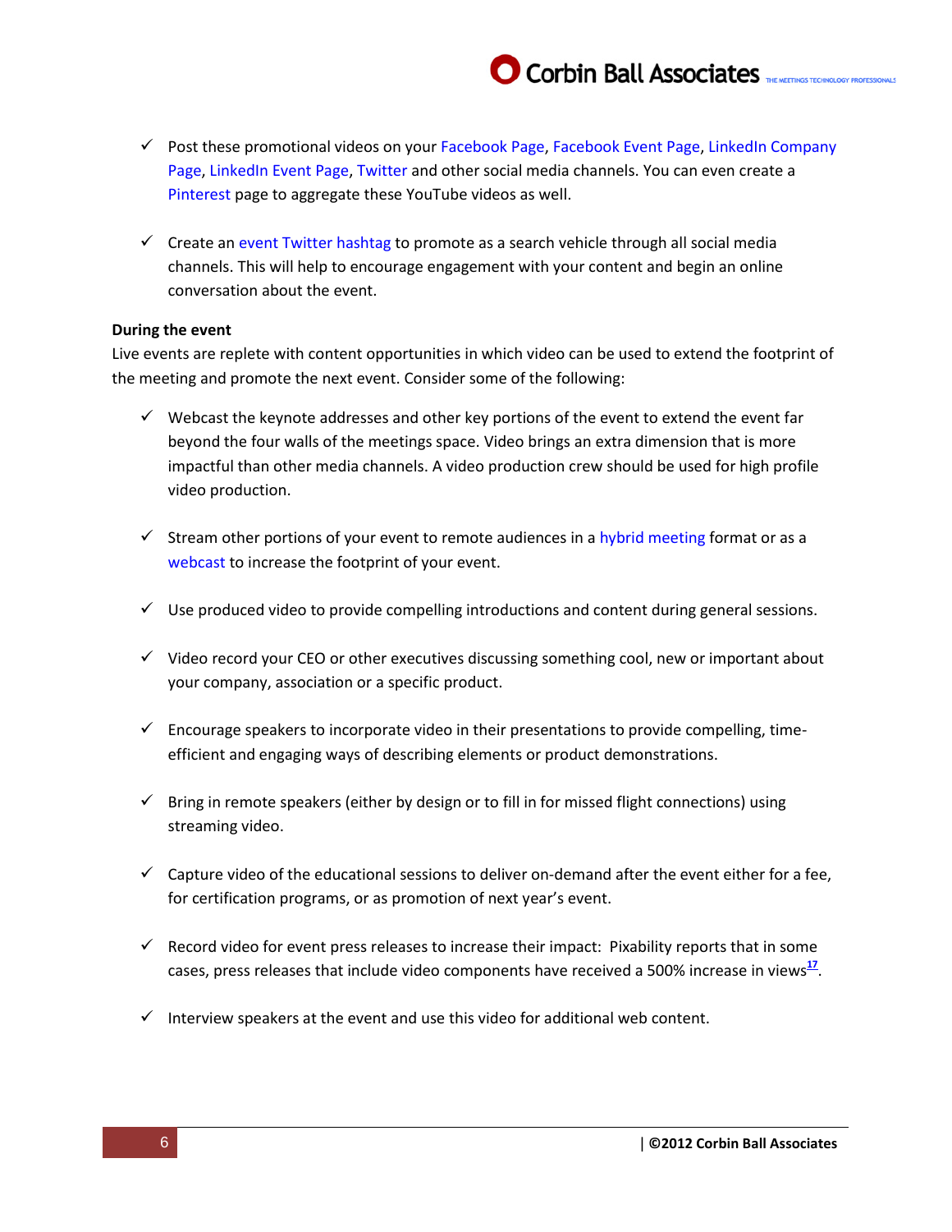- ✓ Post these promotional videos on your Facebook Page, Facebook Event Page, LinkedIn Company Page, LinkedIn Event Page, Twitter and other social media channels. You can even create a Pinterest page to aggregate these YouTube videos as well.

- ✓ Create an event Twitter hashtag to promote as a search vehicle through all social media channels. This will help to encourage engagement with your content and begin an online conversation about the event.

**During the event**

Live events are replete with content opportunities in which video can be used to extend the footprint of the meeting and promote the next event. Consider some of the following:

- ✓ Webcast the keynote addresses and other key portions of the event to extend the event far beyond the four walls of the meetings space. Video brings an extra dimension that is more impactful than other media channels. A video production crew should be used for high profile video production.

- ✓ Stream other portions of your event to remote audiences in a hybrid meeting format or as a webcast to increase the footprint of your event.

- ✓ Use produced video to provide compelling introductions and content during general sessions.

- ✓ Video record your CEO or other executives discussing something cool, new or important about your company, association or a specific product.

- ✓ Encourage speakers to incorporate video in their presentations to provide compelling, time-efficient and engaging ways of describing elements or product demonstrations.

- ✓ Bring in remote speakers (either by design or to fill in for missed flight connections) using streaming video.

- ✓ Capture video of the educational sessions to deliver on-demand after the event either for a fee, for certification programs, or as promotion of next year's event.

- ✓ Record video for event press releases to increase their impact: Pixability reports that in some cases, press releases that include video components have received a 500% increase in views[17].

- ✓ Interview speakers at the event and use this video for additional web content.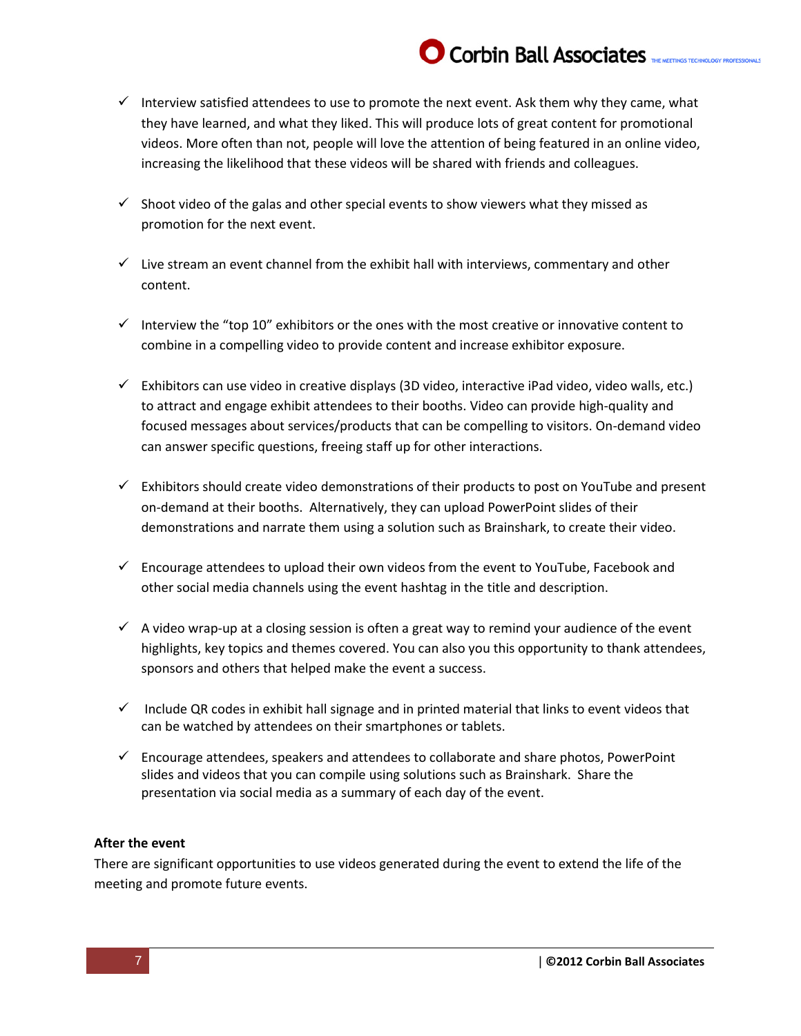- ✓ Interview satisfied attendees to use to promote the next event. Ask them why they came, what they have learned, and what they liked. This will produce lots of great content for promotional videos. More often than not, people will love the attention of being featured in an online video, increasing the likelihood that these videos will be shared with friends and colleagues.

- ✓ Shoot video of the galas and other special events to show viewers what they missed as promotion for the next event.

- ✓ Live stream an event channel from the exhibit hall with interviews, commentary and other content.

- ✓ Interview the "top 10" exhibitors or the ones with the most creative or innovative content to combine in a compelling video to provide content and increase exhibitor exposure.

- ✓ Exhibitors can use video in creative displays (3D video, interactive iPad video, video walls, etc.) to attract and engage exhibit attendees to their booths. Video can provide high-quality and focused messages about services/products that can be compelling to visitors. On-demand video can answer specific questions, freeing staff up for other interactions.

- ✓ Exhibitors should create video demonstrations of their products to post on YouTube and present on-demand at their booths. Alternatively, they can upload PowerPoint slides of their demonstrations and narrate them using a solution such as Brainshark, to create their video.

- ✓ Encourage attendees to upload their own videos from the event to YouTube, Facebook and other social media channels using the event hashtag in the title and description.

- ✓ A video wrap-up at a closing session is often a great way to remind your audience of the event highlights, key topics and themes covered. You can also you this opportunity to thank attendees, sponsors and others that helped make the event a success.

- ✓ Include QR codes in exhibit hall signage and in printed material that links to event videos that can be watched by attendees on their smartphones or tablets.

- ✓ Encourage attendees, speakers and attendees to collaborate and share photos, PowerPoint slides and videos that you can compile using solutions such as Brainshark. Share the presentation via social media as a summary of each day of the event.

**After the event**

There are significant opportunities to use videos generated during the event to extend the life of the meeting and promote future events.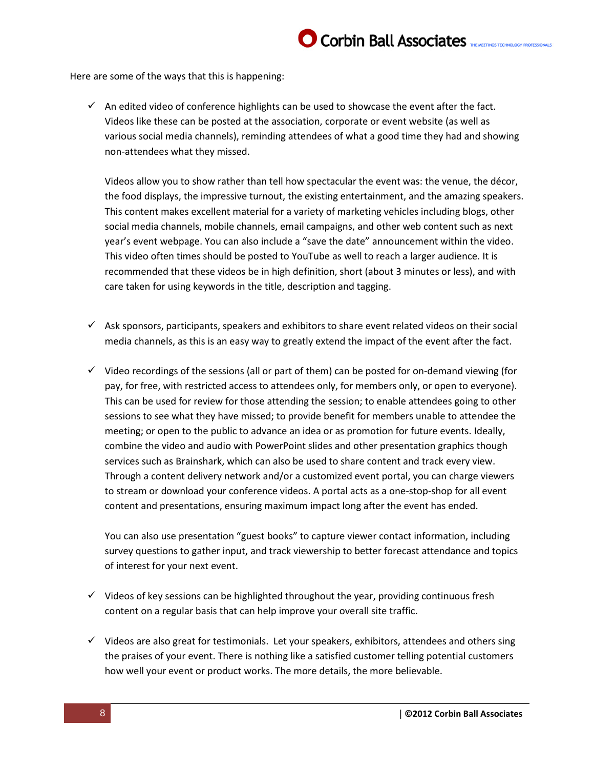Here are some of the ways that this is happening:

- ✓ An edited video of conference highlights can be used to showcase the event after the fact. Videos like these can be posted at the association, corporate or event website (as well as various social media channels), reminding attendees of what a good time they had and showing non-attendees what they missed.

  Videos allow you to show rather than tell how spectacular the event was: the venue, the décor, the food displays, the impressive turnout, the existing entertainment, and the amazing speakers. This content makes excellent material for a variety of marketing vehicles including blogs, other social media channels, mobile channels, email campaigns, and other web content such as next year's event webpage. You can also include a "save the date" announcement within the video. This video often times should be posted to YouTube as well to reach a larger audience. It is recommended that these videos be in high definition, short (about 3 minutes or less), and with care taken for using keywords in the title, description and tagging.

- ✓ Ask sponsors, participants, speakers and exhibitors to share event related videos on their social media channels, as this is an easy way to greatly extend the impact of the event after the fact.

- ✓ Video recordings of the sessions (all or part of them) can be posted for on-demand viewing (for pay, for free, with restricted access to attendees only, for members only, or open to everyone). This can be used for review for those attending the session; to enable attendees going to other sessions to see what they have missed; to provide benefit for members unable to attendee the meeting; or open to the public to advance an idea or as promotion for future events. Ideally, combine the video and audio with PowerPoint slides and other presentation graphics though services such as Brainshark, which can also be used to share content and track every view. Through a content delivery network and/or a customized event portal, you can charge viewers to stream or download your conference videos. A portal acts as a one-stop-shop for all event content and presentations, ensuring maximum impact long after the event has ended.

  You can also use presentation "guest books" to capture viewer contact information, including survey questions to gather input, and track viewership to better forecast attendance and topics of interest for your next event.

- ✓ Videos of key sessions can be highlighted throughout the year, providing continuous fresh content on a regular basis that can help improve your overall site traffic.

- ✓ Videos are also great for testimonials. Let your speakers, exhibitors, attendees and others sing the praises of your event. There is nothing like a satisfied customer telling potential customers how well your event or product works. The more details, the more believable.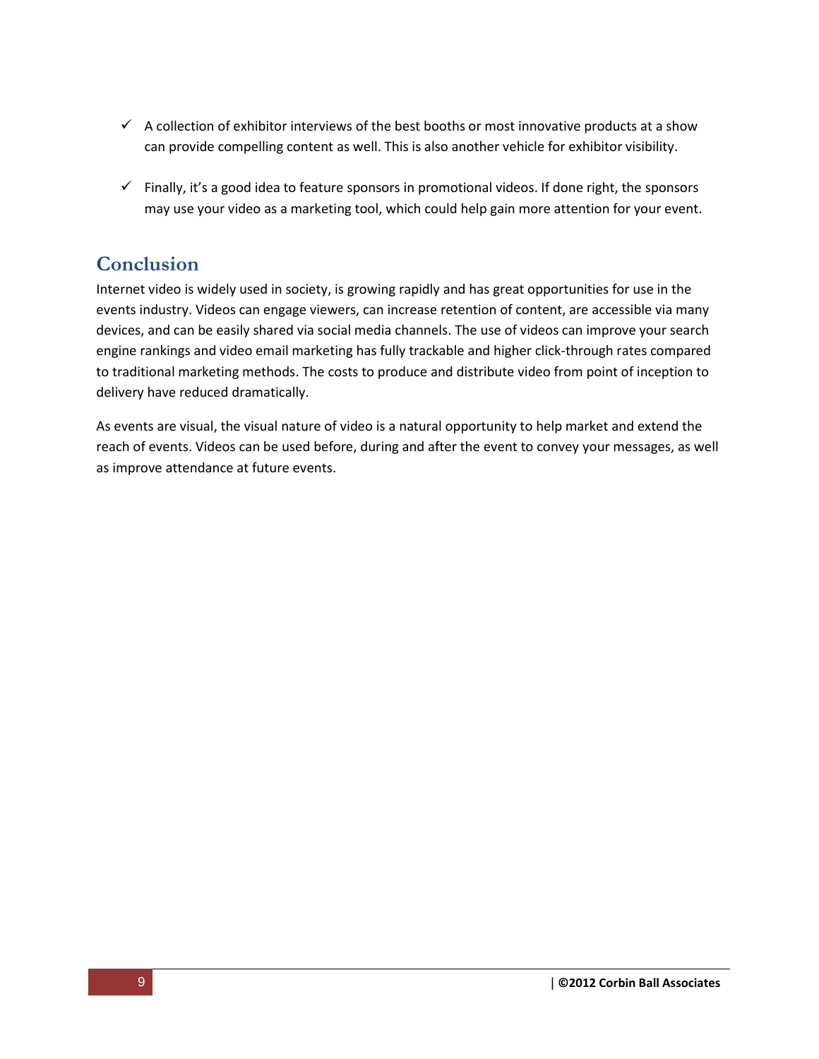- ✓ A collection of exhibitor interviews of the best booths or most innovative products at a show can provide compelling content as well. This is also another vehicle for exhibitor visibility.

- ✓ Finally, it's a good idea to feature sponsors in promotional videos. If done right, the sponsors may use your video as a marketing tool, which could help gain more attention for your event.

## Conclusion

Internet video is widely used in society, is growing rapidly and has great opportunities for use in the events industry. Videos can engage viewers, can increase retention of content, are accessible via many devices, and can be easily shared via social media channels. The use of videos can improve your search engine rankings and video email marketing has fully trackable and higher click-through rates compared to traditional marketing methods. The costs to produce and distribute video from point of inception to delivery have reduced dramatically.

As events are visual, the visual nature of video is a natural opportunity to help market and extend the reach of events. Videos can be used before, during and after the event to convey your messages, as well as improve attendance at future events.